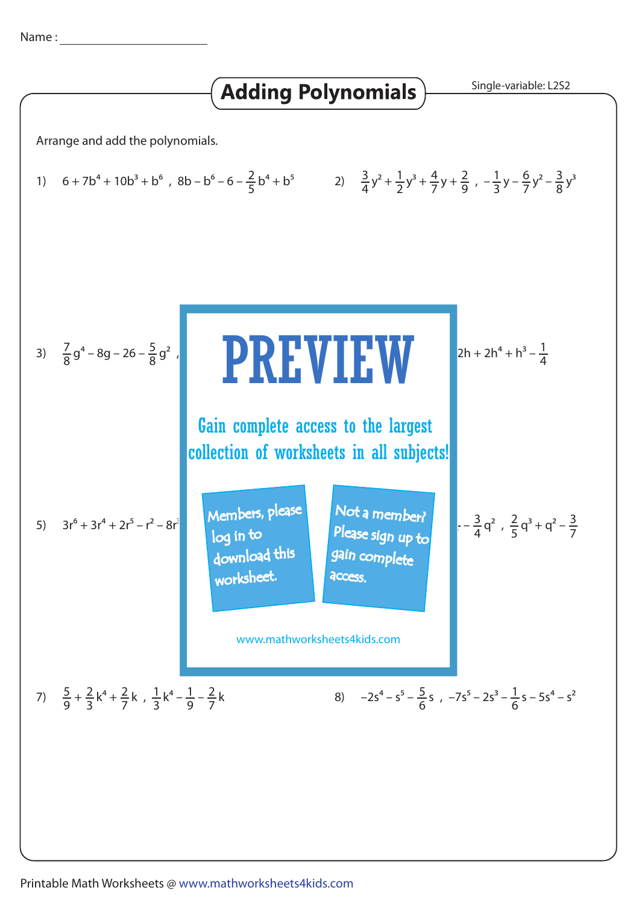Name : ____________________

# Adding Polynomials

Single-variable: L2S2

Arrange and add the polynomials.

1) $6 + 7b^4 + 10b^3 + b^6$ , $8b - b^6 - 6 - \frac{2}{5}b^4 + b^5$

2) $\frac{3}{4}y^2 + \frac{1}{2}y^3 + \frac{4}{7}y + \frac{2}{9}$ , $-\frac{1}{3}y - \frac{6}{7}y^2 - \frac{3}{8}y^3$

3) $\frac{7}{8}g^4 - 8g - 26 - \frac{5}{8}g^2$ ,

$2h + 2h^4 + h^3 - \frac{1}{4}$

PREVIEW

Gain complete access to the largest collection of worksheets in all subjects!

Members, please log in to download this worksheet.

Not a member? Please sign up to gain complete access.

www.mathworksheets4kids.com

5) $3r^6 + 3r^4 + 2r^5 - r^2 - 8r$

$- \frac{3}{4}q^2$ , $\frac{2}{5}q^3 + q^2 - \frac{3}{7}$

7) $\frac{5}{9} + \frac{2}{3}k^4 + \frac{2}{7}k$ , $\frac{1}{3}k^4 - \frac{1}{9} - \frac{2}{7}k$

8) $-2s^4 - s^5 - \frac{5}{6}s$ , $-7s^5 - 2s^3 - \frac{1}{6}s - 5s^4 - s^2$

Printable Math Worksheets @ www.mathworksheets4kids.com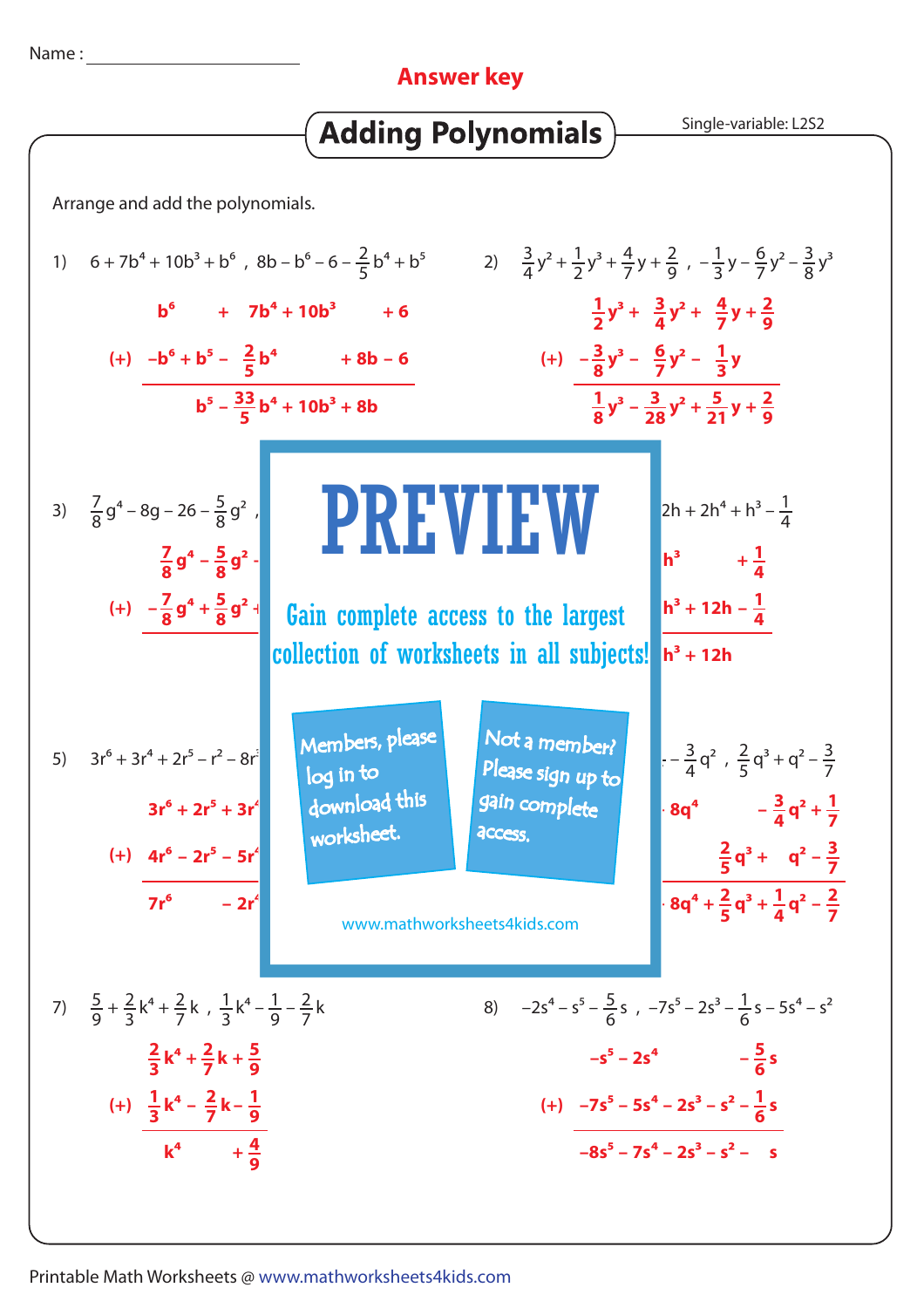Name : ______________________

**Answer key**

# Adding Polynomials

Single-variable: L2S2

Arrange and add the polynomials.

1) $6 + 7b^4 + 10b^3 + b^6$ , $8b - b^6 - 6 - \frac{2}{5}b^4 + b^5$

$$b^6 + 7b^4 + 10b^3 + 6$$
$$(+)\ -b^6 + b^5 - \frac{2}{5}b^4 + 8b - 6$$
$$b^5 - \frac{33}{5}b^4 + 10b^3 + 8b$$

2) $\frac{3}{4}y^2 + \frac{1}{2}y^3 + \frac{4}{7}y + \frac{2}{9}$ , $-\frac{1}{3}y - \frac{6}{7}y^2 - \frac{3}{8}y^3$

$$\frac{1}{2}y^3 + \frac{3}{4}y^2 + \frac{4}{7}y + \frac{2}{9}$$
$$(+)\ -\frac{3}{8}y^3 - \frac{6}{7}y^2 - \frac{1}{3}y$$
$$\frac{1}{8}y^3 - \frac{3}{28}y^2 + \frac{5}{21}y + \frac{2}{9}$$

3) $\frac{7}{8}g^4 - 8g - 26 - \frac{5}{8}g^2$ ,

$$\frac{7}{8}g^4 - \frac{5}{8}g^2$$
$$(+)\ -\frac{7}{8}g^4 + \frac{5}{8}g^2$$

4) $2h + 2h^4 + h^3 - \frac{1}{4}$

$$h^3 + \frac{1}{4}$$
$$h^3 + 12h - \frac{1}{4}$$
$$h^3 + 12h$$

PREVIEW

Gain complete access to the largest collection of worksheets in all subjects!

Members, please log in to download this worksheet.

Not a member? Please sign up to gain complete access.

www.mathworksheets4kids.com

5) $3r^6 + 3r^4 + 2r^5 - r^2 - 8r$

$$3r^6 + 2r^5 + 3r^4$$
$$(+)\ 4r^6 - 2r^5 - 5r^4$$
$$7r^6 \quad - 2r^4$$

6) $- \frac{3}{4}q^2$ , $\frac{2}{5}q^3 + q^2 - \frac{3}{7}$

$$8q^4 - \frac{3}{4}q^2 + \frac{1}{7}$$
$$\frac{2}{5}q^3 + q^2 - \frac{3}{7}$$
$$8q^4 + \frac{2}{5}q^3 + \frac{1}{4}q^2 - \frac{2}{7}$$

7) $\frac{5}{9} + \frac{2}{3}k^4 + \frac{2}{7}k$ , $\frac{1}{3}k^4 - \frac{1}{9} - \frac{2}{7}k$

$$\frac{2}{3}k^4 + \frac{2}{7}k + \frac{5}{9}$$
$$(+)\ \frac{1}{3}k^4 - \frac{2}{7}k - \frac{1}{9}$$
$$k^4 + \frac{4}{9}$$

8) $-2s^4 - s^5 - \frac{5}{6}s$ , $-7s^5 - 2s^3 - \frac{1}{6}s - 5s^4 - s^2$

$$-s^5 - 2s^4 - \frac{5}{6}s$$
$$(+)\ -7s^5 - 5s^4 - 2s^3 - s^2 - \frac{1}{6}s$$
$$-8s^5 - 7s^4 - 2s^3 - s^2 - s$$

Printable Math Worksheets @ www.mathworksheets4kids.com